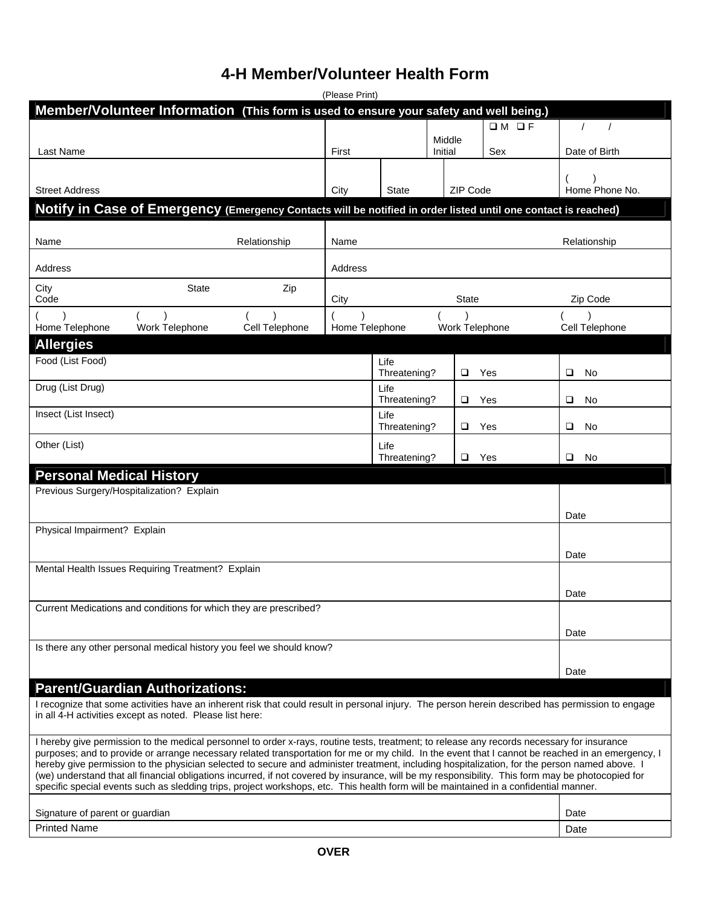# 4-H Member/Volunteer Health Form

(Please Print)

## Member/Volunteer Information (This form is used to ensure your safety and well being.)

| Last Name | First | Middle Initial | ❑ M ❑ F Sex | / / Date of Birth |
|---|---|---|---|---|

| Street Address | City | State | ZIP Code | ( ) Home Phone No. |
|---|---|---|---|---|

## Notify in Case of Emergency (Emergency Contacts will be notified in order listed until one contact is reached)

| Contact 1 | | | Contact 2 | | |
|---|---|---|---|---|---|
| Name | | Relationship | Name | | Relationship |
| Address | | | Address | | |
| City | State | Zip Code | City | State | Zip Code |
| ( ) Home Telephone | ( ) Work Telephone | ( ) Cell Telephone | ( ) Home Telephone | ( ) Work Telephone | ( ) Cell Telephone |

## Allergies

| Allergy | Life Threatening? | | |
|---|---|---|---|
| Food (List Food) | Life Threatening? | ❑ Yes | ❑ No |
| Drug (List Drug) | Life Threatening? | ❑ Yes | ❑ No |
| Insect (List Insect) | Life Threatening? | ❑ Yes | ❑ No |
| Other (List) | Life Threatening? | ❑ Yes | ❑ No |

## Personal Medical History

| History | Date |
|---|---|
| Previous Surgery/Hospitalization? Explain | Date |
| Physical Impairment? Explain | Date |
| Mental Health Issues Requiring Treatment? Explain | Date |
| Current Medications and conditions for which they are prescribed? | Date |
| Is there any other personal medical history you feel we should know? | Date |

## Parent/Guardian Authorizations:

I recognize that some activities have an inherent risk that could result in personal injury. The person herein described has permission to engage in all 4-H activities except as noted. Please list here:

I hereby give permission to the medical personnel to order x-rays, routine tests, treatment; to release any records necessary for insurance purposes; and to provide or arrange necessary related transportation for me or my child. In the event that I cannot be reached in an emergency, I hereby give permission to the physician selected to secure and administer treatment, including hospitalization, for the person named above. I (we) understand that all financial obligations incurred, if not covered by insurance, will be my responsibility. This form may be photocopied for specific special events such as sledding trips, project workshops, etc. This health form will be maintained in a confidential manner.

| Signature of parent or guardian | Date |
|---|---|
| Printed Name | Date |

**OVER**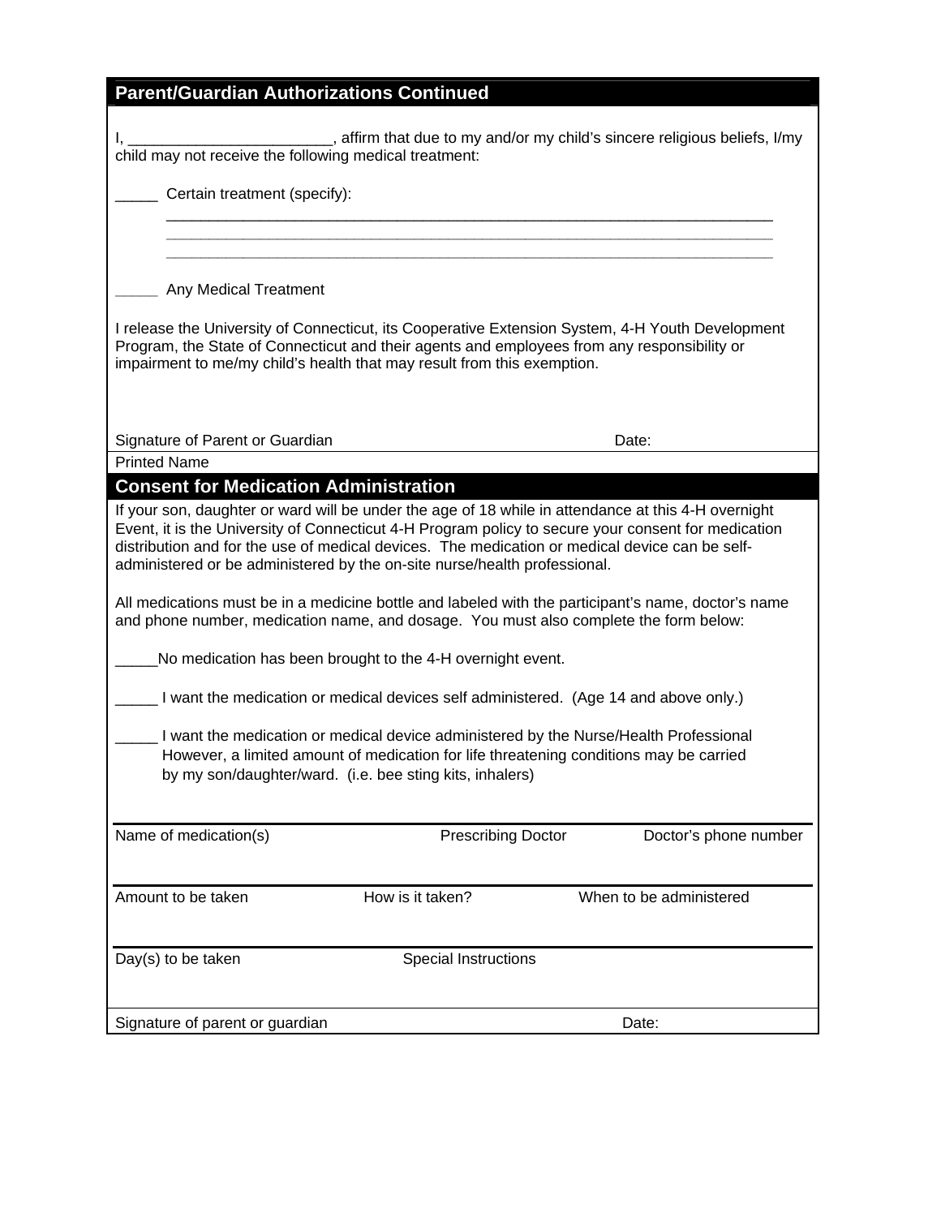## Parent/Guardian Authorizations Continued

I, ________________________, affirm that due to my and/or my child's sincere religious beliefs, I/my child may not receive the following medical treatment:

_____ Certain treatment (specify):

___________________________________________________________________________

___________________________________________________________________________

___________________________________________________________________________

_____ Any Medical Treatment

I release the University of Connecticut, its Cooperative Extension System, 4-H Youth Development Program, the State of Connecticut and their agents and employees from any responsibility or impairment to me/my child's health that may result from this exemption.

Signature of Parent or Guardian Date:

Printed Name

## Consent for Medication Administration

If your son, daughter or ward will be under the age of 18 while in attendance at this 4-H overnight Event, it is the University of Connecticut 4-H Program policy to secure your consent for medication distribution and for the use of medical devices. The medication or medical device can be self-administered or be administered by the on-site nurse/health professional.

All medications must be in a medicine bottle and labeled with the participant's name, doctor's name and phone number, medication name, and dosage. You must also complete the form below:

_____No medication has been brought to the 4-H overnight event.

_____ I want the medication or medical devices self administered. (Age 14 and above only.)

_____ I want the medication or medical device administered by the Nurse/Health Professional However, a limited amount of medication for life threatening conditions may be carried by my son/daughter/ward. (i.e. bee sting kits, inhalers)

| | | |
|---|---|---|
| Name of medication(s) | Prescribing Doctor | Doctor's phone number |
| Amount to be taken | How is it taken? | When to be administered |
| Day(s) to be taken | Special Instructions | |

Signature of parent or guardian Date: